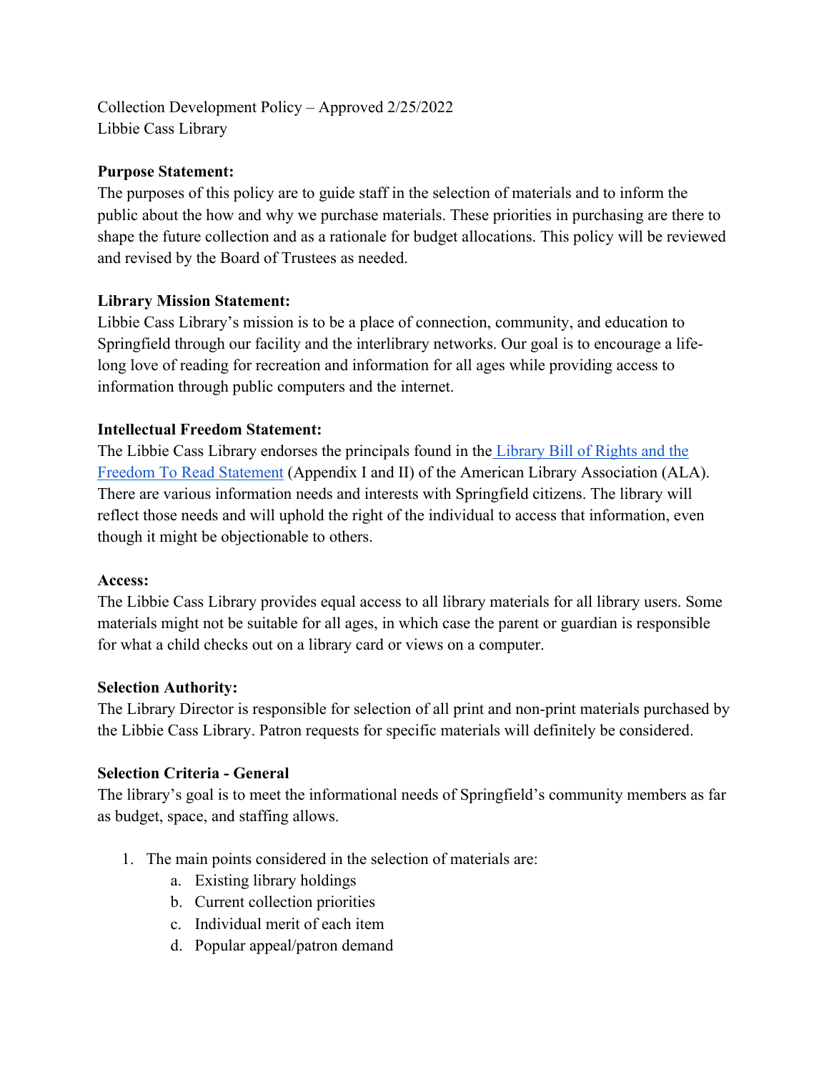Collection Development Policy – Approved 2/25/2022
Libbie Cass Library

**Purpose Statement:**
The purposes of this policy are to guide staff in the selection of materials and to inform the public about the how and why we purchase materials. These priorities in purchasing are there to shape the future collection and as a rationale for budget allocations. This policy will be reviewed and revised by the Board of Trustees as needed.

**Library Mission Statement:**
Libbie Cass Library's mission is to be a place of connection, community, and education to Springfield through our facility and the interlibrary networks. Our goal is to encourage a life-long love of reading for recreation and information for all ages while providing access to information through public computers and the internet.

**Intellectual Freedom Statement:**
The Libbie Cass Library endorses the principals found in the Library Bill of Rights and the Freedom To Read Statement (Appendix I and II) of the American Library Association (ALA). There are various information needs and interests with Springfield citizens. The library will reflect those needs and will uphold the right of the individual to access that information, even though it might be objectionable to others.

**Access:**
The Libbie Cass Library provides equal access to all library materials for all library users. Some materials might not be suitable for all ages, in which case the parent or guardian is responsible for what a child checks out on a library card or views on a computer.

**Selection Authority:**
The Library Director is responsible for selection of all print and non-print materials purchased by the Libbie Cass Library. Patron requests for specific materials will definitely be considered.

**Selection Criteria - General**
The library's goal is to meet the informational needs of Springfield's community members as far as budget, space, and staffing allows.

1. The main points considered in the selection of materials are:
    a. Existing library holdings
    b. Current collection priorities
    c. Individual merit of each item
    d. Popular appeal/patron demand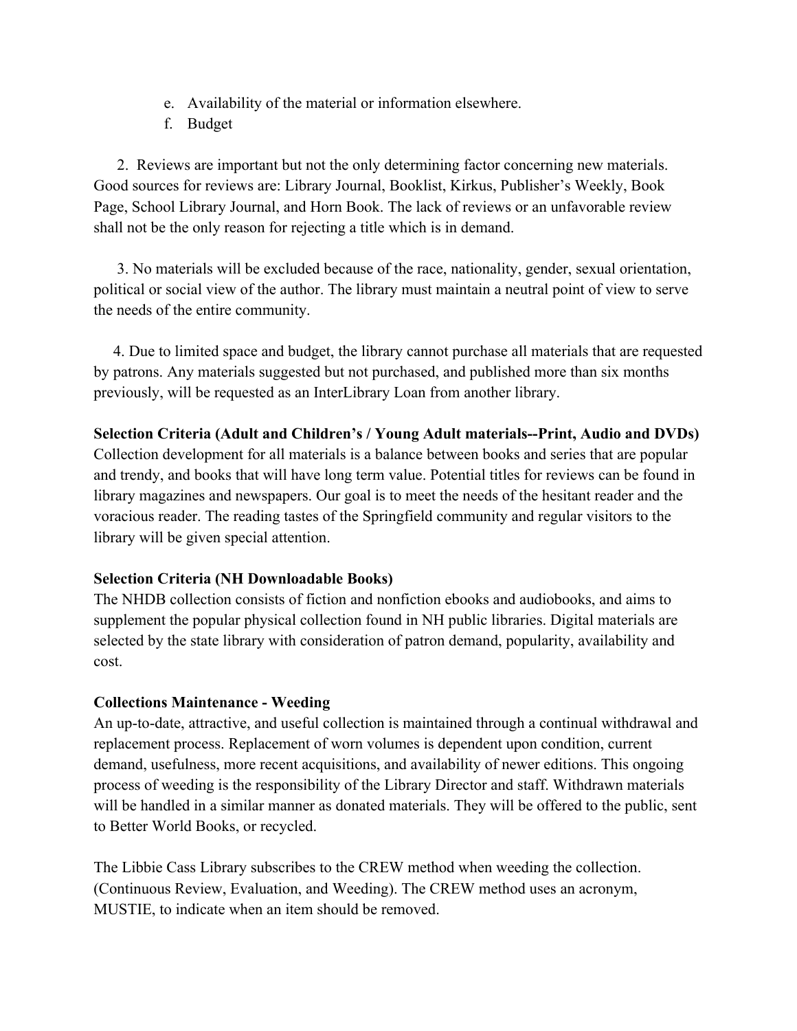e. Availability of the material or information elsewhere.
f. Budget

2. Reviews are important but not the only determining factor concerning new materials. Good sources for reviews are: Library Journal, Booklist, Kirkus, Publisher's Weekly, Book Page, School Library Journal, and Horn Book. The lack of reviews or an unfavorable review shall not be the only reason for rejecting a title which is in demand.

3. No materials will be excluded because of the race, nationality, gender, sexual orientation, political or social view of the author. The library must maintain a neutral point of view to serve the needs of the entire community.

4. Due to limited space and budget, the library cannot purchase all materials that are requested by patrons. Any materials suggested but not purchased, and published more than six months previously, will be requested as an InterLibrary Loan from another library.

**Selection Criteria (Adult and Children's / Young Adult materials--Print, Audio and DVDs)**
Collection development for all materials is a balance between books and series that are popular and trendy, and books that will have long term value. Potential titles for reviews can be found in library magazines and newspapers. Our goal is to meet the needs of the hesitant reader and the voracious reader. The reading tastes of the Springfield community and regular visitors to the library will be given special attention.

**Selection Criteria (NH Downloadable Books)**
The NHDB collection consists of fiction and nonfiction ebooks and audiobooks, and aims to supplement the popular physical collection found in NH public libraries. Digital materials are selected by the state library with consideration of patron demand, popularity, availability and cost.

**Collections Maintenance - Weeding**
An up-to-date, attractive, and useful collection is maintained through a continual withdrawal and replacement process. Replacement of worn volumes is dependent upon condition, current demand, usefulness, more recent acquisitions, and availability of newer editions. This ongoing process of weeding is the responsibility of the Library Director and staff. Withdrawn materials will be handled in a similar manner as donated materials. They will be offered to the public, sent to Better World Books, or recycled.

The Libbie Cass Library subscribes to the CREW method when weeding the collection. (Continuous Review, Evaluation, and Weeding). The CREW method uses an acronym, MUSTIE, to indicate when an item should be removed.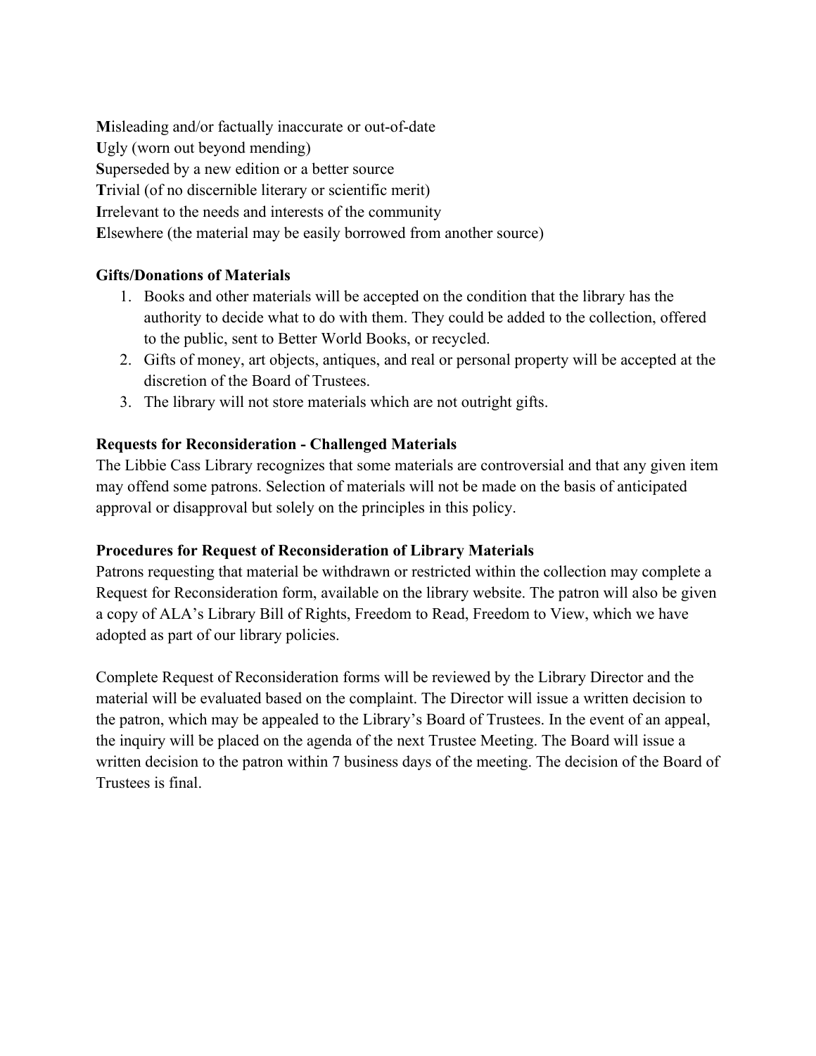**M**isleading and/or factually inaccurate or out-of-date
**U**gly (worn out beyond mending)
**S**uperseded by a new edition or a better source
**T**rivial (of no discernible literary or scientific merit)
**I**rrelevant to the needs and interests of the community
**E**lsewhere (the material may be easily borrowed from another source)

**Gifts/Donations of Materials**

1. Books and other materials will be accepted on the condition that the library has the authority to decide what to do with them. They could be added to the collection, offered to the public, sent to Better World Books, or recycled.
2. Gifts of money, art objects, antiques, and real or personal property will be accepted at the discretion of the Board of Trustees.
3. The library will not store materials which are not outright gifts.

**Requests for Reconsideration - Challenged Materials**

The Libbie Cass Library recognizes that some materials are controversial and that any given item may offend some patrons. Selection of materials will not be made on the basis of anticipated approval or disapproval but solely on the principles in this policy.

**Procedures for Request of Reconsideration of Library Materials**

Patrons requesting that material be withdrawn or restricted within the collection may complete a Request for Reconsideration form, available on the library website. The patron will also be given a copy of ALA's Library Bill of Rights, Freedom to Read, Freedom to View, which we have adopted as part of our library policies.

Complete Request of Reconsideration forms will be reviewed by the Library Director and the material will be evaluated based on the complaint. The Director will issue a written decision to the patron, which may be appealed to the Library's Board of Trustees. In the event of an appeal, the inquiry will be placed on the agenda of the next Trustee Meeting. The Board will issue a written decision to the patron within 7 business days of the meeting. The decision of the Board of Trustees is final.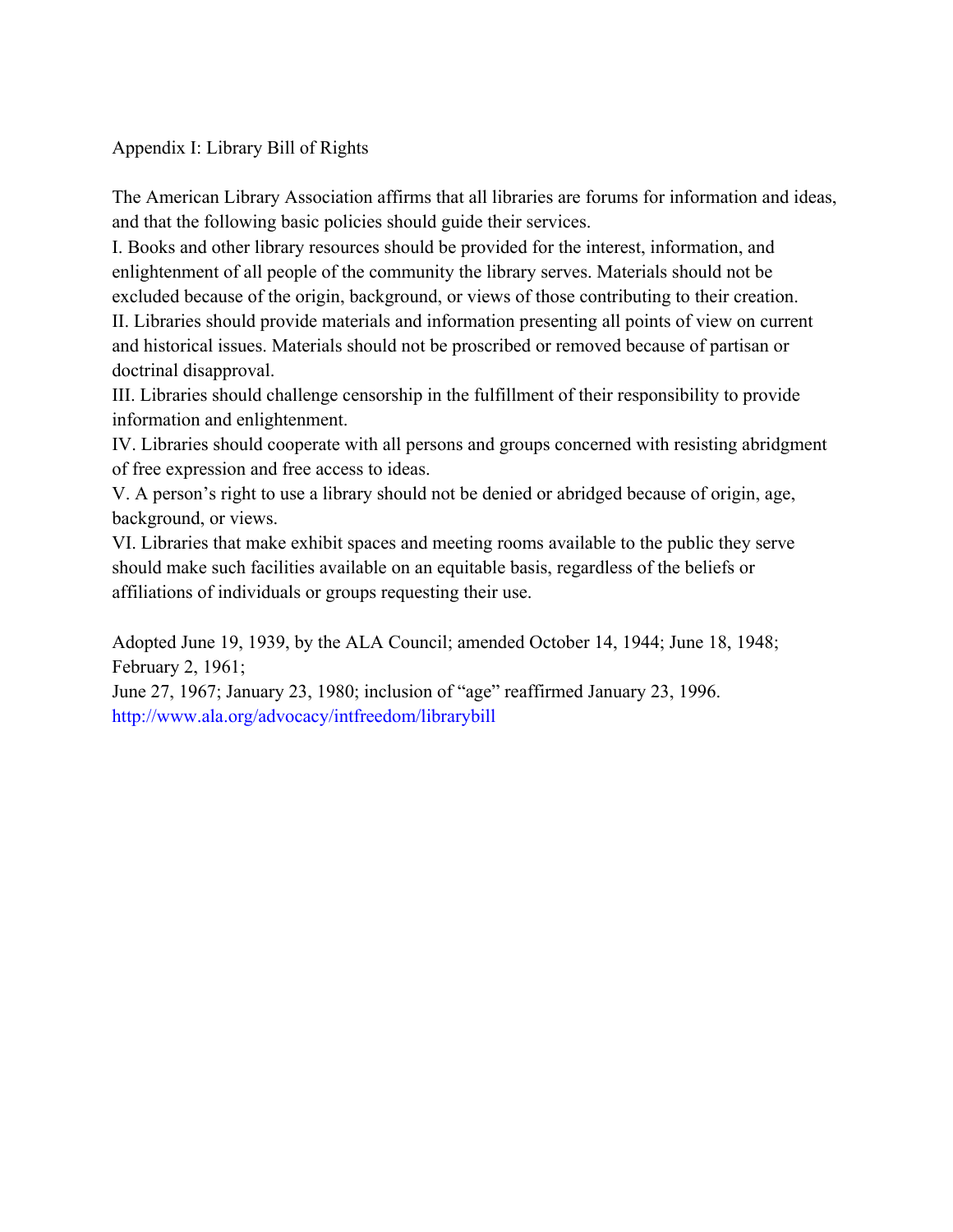## Appendix I: Library Bill of Rights

The American Library Association affirms that all libraries are forums for information and ideas, and that the following basic policies should guide their services.

I. Books and other library resources should be provided for the interest, information, and enlightenment of all people of the community the library serves. Materials should not be excluded because of the origin, background, or views of those contributing to their creation.

II. Libraries should provide materials and information presenting all points of view on current and historical issues. Materials should not be proscribed or removed because of partisan or doctrinal disapproval.

III. Libraries should challenge censorship in the fulfillment of their responsibility to provide information and enlightenment.

IV. Libraries should cooperate with all persons and groups concerned with resisting abridgment of free expression and free access to ideas.

V. A person's right to use a library should not be denied or abridged because of origin, age, background, or views.

VI. Libraries that make exhibit spaces and meeting rooms available to the public they serve should make such facilities available on an equitable basis, regardless of the beliefs or affiliations of individuals or groups requesting their use.

Adopted June 19, 1939, by the ALA Council; amended October 14, 1944; June 18, 1948; February 2, 1961;
June 27, 1967; January 23, 1980; inclusion of "age" reaffirmed January 23, 1996.
http://www.ala.org/advocacy/intfreedom/librarybill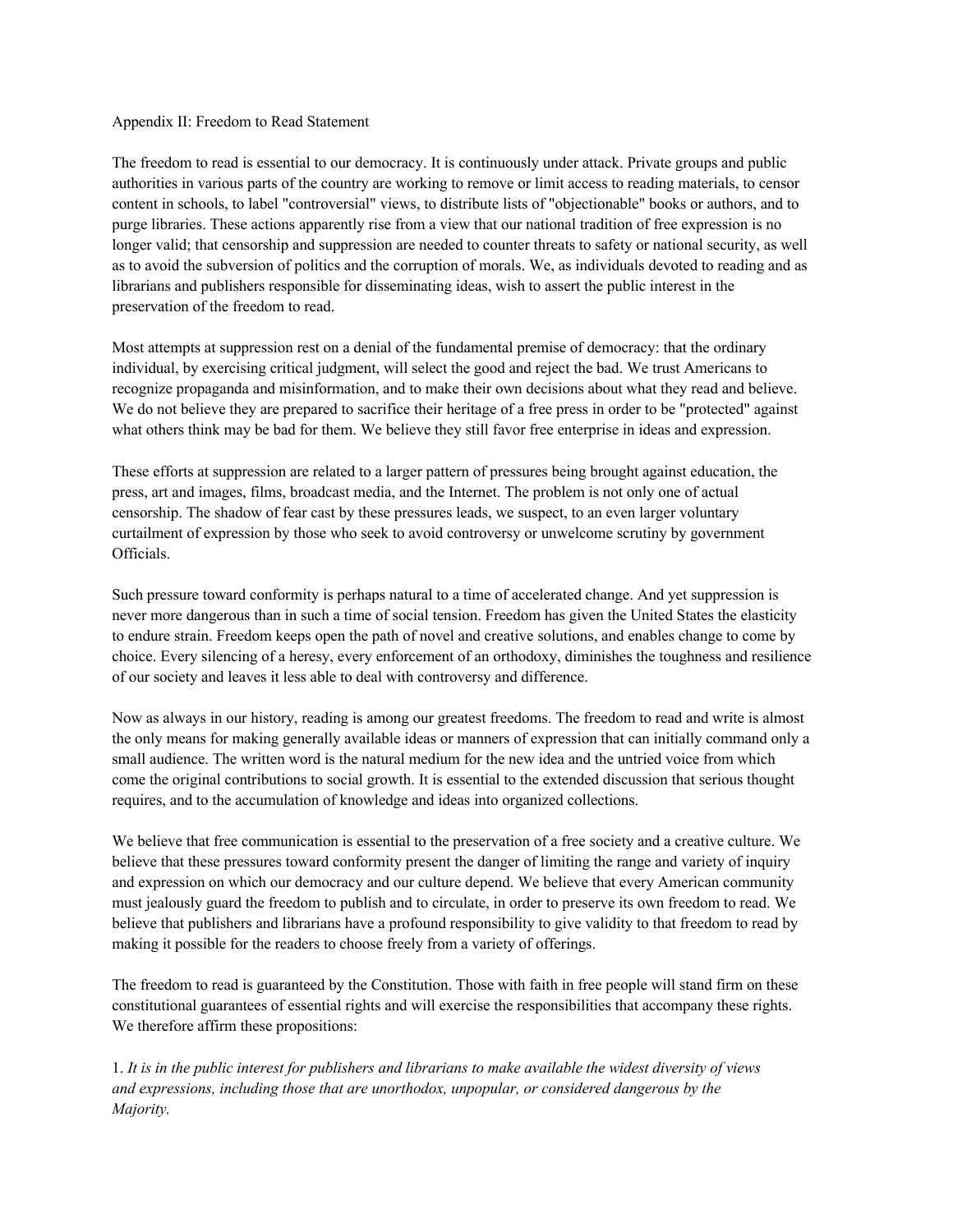Appendix II: Freedom to Read Statement

The freedom to read is essential to our democracy. It is continuously under attack. Private groups and public authorities in various parts of the country are working to remove or limit access to reading materials, to censor content in schools, to label "controversial" views, to distribute lists of "objectionable" books or authors, and to purge libraries. These actions apparently rise from a view that our national tradition of free expression is no longer valid; that censorship and suppression are needed to counter threats to safety or national security, as well as to avoid the subversion of politics and the corruption of morals. We, as individuals devoted to reading and as librarians and publishers responsible for disseminating ideas, wish to assert the public interest in the preservation of the freedom to read.

Most attempts at suppression rest on a denial of the fundamental premise of democracy: that the ordinary individual, by exercising critical judgment, will select the good and reject the bad. We trust Americans to recognize propaganda and misinformation, and to make their own decisions about what they read and believe. We do not believe they are prepared to sacrifice their heritage of a free press in order to be "protected" against what others think may be bad for them. We believe they still favor free enterprise in ideas and expression.

These efforts at suppression are related to a larger pattern of pressures being brought against education, the press, art and images, films, broadcast media, and the Internet. The problem is not only one of actual censorship. The shadow of fear cast by these pressures leads, we suspect, to an even larger voluntary curtailment of expression by those who seek to avoid controversy or unwelcome scrutiny by government Officials.

Such pressure toward conformity is perhaps natural to a time of accelerated change. And yet suppression is never more dangerous than in such a time of social tension. Freedom has given the United States the elasticity to endure strain. Freedom keeps open the path of novel and creative solutions, and enables change to come by choice. Every silencing of a heresy, every enforcement of an orthodoxy, diminishes the toughness and resilience of our society and leaves it less able to deal with controversy and difference.

Now as always in our history, reading is among our greatest freedoms. The freedom to read and write is almost the only means for making generally available ideas or manners of expression that can initially command only a small audience. The written word is the natural medium for the new idea and the untried voice from which come the original contributions to social growth. It is essential to the extended discussion that serious thought requires, and to the accumulation of knowledge and ideas into organized collections.

We believe that free communication is essential to the preservation of a free society and a creative culture. We believe that these pressures toward conformity present the danger of limiting the range and variety of inquiry and expression on which our democracy and our culture depend. We believe that every American community must jealously guard the freedom to publish and to circulate, in order to preserve its own freedom to read. We believe that publishers and librarians have a profound responsibility to give validity to that freedom to read by making it possible for the readers to choose freely from a variety of offerings.

The freedom to read is guaranteed by the Constitution. Those with faith in free people will stand firm on these constitutional guarantees of essential rights and will exercise the responsibilities that accompany these rights. We therefore affirm these propositions:

1. *It is in the public interest for publishers and librarians to make available the widest diversity of views and expressions, including those that are unorthodox, unpopular, or considered dangerous by the Majority.*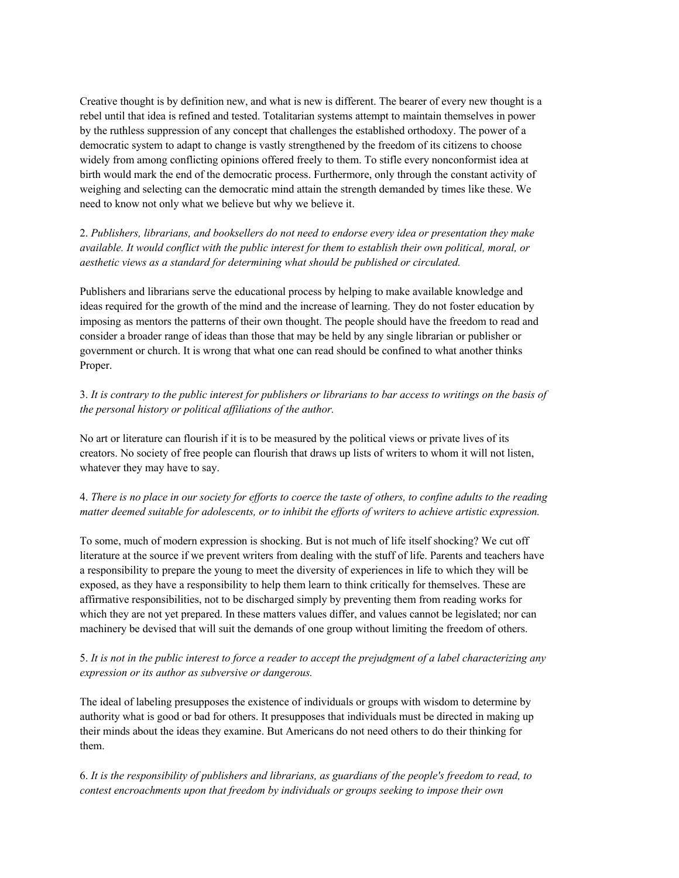Creative thought is by definition new, and what is new is different. The bearer of every new thought is a rebel until that idea is refined and tested. Totalitarian systems attempt to maintain themselves in power by the ruthless suppression of any concept that challenges the established orthodoxy. The power of a democratic system to adapt to change is vastly strengthened by the freedom of its citizens to choose widely from among conflicting opinions offered freely to them. To stifle every nonconformist idea at birth would mark the end of the democratic process. Furthermore, only through the constant activity of weighing and selecting can the democratic mind attain the strength demanded by times like these. We need to know not only what we believe but why we believe it.

2. *Publishers, librarians, and booksellers do not need to endorse every idea or presentation they make available. It would conflict with the public interest for them to establish their own political, moral, or aesthetic views as a standard for determining what should be published or circulated.*

Publishers and librarians serve the educational process by helping to make available knowledge and ideas required for the growth of the mind and the increase of learning. They do not foster education by imposing as mentors the patterns of their own thought. The people should have the freedom to read and consider a broader range of ideas than those that may be held by any single librarian or publisher or government or church. It is wrong that what one can read should be confined to what another thinks Proper.

3. *It is contrary to the public interest for publishers or librarians to bar access to writings on the basis of the personal history or political affiliations of the author.*

No art or literature can flourish if it is to be measured by the political views or private lives of its creators. No society of free people can flourish that draws up lists of writers to whom it will not listen, whatever they may have to say.

4. *There is no place in our society for efforts to coerce the taste of others, to confine adults to the reading matter deemed suitable for adolescents, or to inhibit the efforts of writers to achieve artistic expression.*

To some, much of modern expression is shocking. But is not much of life itself shocking? We cut off literature at the source if we prevent writers from dealing with the stuff of life. Parents and teachers have a responsibility to prepare the young to meet the diversity of experiences in life to which they will be exposed, as they have a responsibility to help them learn to think critically for themselves. These are affirmative responsibilities, not to be discharged simply by preventing them from reading works for which they are not yet prepared. In these matters values differ, and values cannot be legislated; nor can machinery be devised that will suit the demands of one group without limiting the freedom of others.

5. *It is not in the public interest to force a reader to accept the prejudgment of a label characterizing any expression or its author as subversive or dangerous.*

The ideal of labeling presupposes the existence of individuals or groups with wisdom to determine by authority what is good or bad for others. It presupposes that individuals must be directed in making up their minds about the ideas they examine. But Americans do not need others to do their thinking for them.

6. *It is the responsibility of publishers and librarians, as guardians of the people's freedom to read, to contest encroachments upon that freedom by individuals or groups seeking to impose their own*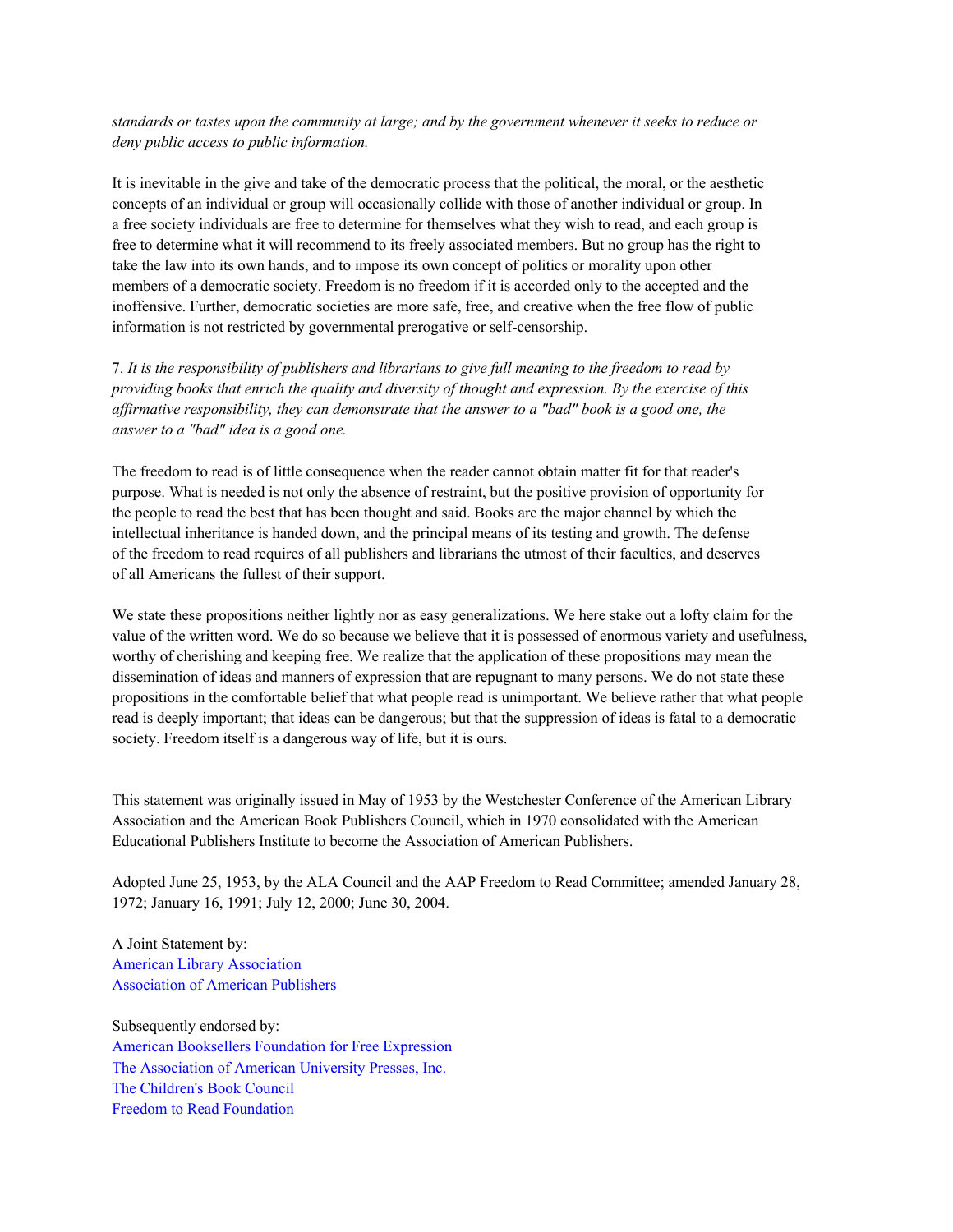*standards or tastes upon the community at large; and by the government whenever it seeks to reduce or deny public access to public information.*

It is inevitable in the give and take of the democratic process that the political, the moral, or the aesthetic concepts of an individual or group will occasionally collide with those of another individual or group. In a free society individuals are free to determine for themselves what they wish to read, and each group is free to determine what it will recommend to its freely associated members. But no group has the right to take the law into its own hands, and to impose its own concept of politics or morality upon other members of a democratic society. Freedom is no freedom if it is accorded only to the accepted and the inoffensive. Further, democratic societies are more safe, free, and creative when the free flow of public information is not restricted by governmental prerogative or self-censorship.

7. *It is the responsibility of publishers and librarians to give full meaning to the freedom to read by providing books that enrich the quality and diversity of thought and expression. By the exercise of this affirmative responsibility, they can demonstrate that the answer to a "bad" book is a good one, the answer to a "bad" idea is a good one.*

The freedom to read is of little consequence when the reader cannot obtain matter fit for that reader's purpose. What is needed is not only the absence of restraint, but the positive provision of opportunity for the people to read the best that has been thought and said. Books are the major channel by which the intellectual inheritance is handed down, and the principal means of its testing and growth. The defense of the freedom to read requires of all publishers and librarians the utmost of their faculties, and deserves of all Americans the fullest of their support.

We state these propositions neither lightly nor as easy generalizations. We here stake out a lofty claim for the value of the written word. We do so because we believe that it is possessed of enormous variety and usefulness, worthy of cherishing and keeping free. We realize that the application of these propositions may mean the dissemination of ideas and manners of expression that are repugnant to many persons. We do not state these propositions in the comfortable belief that what people read is unimportant. We believe rather that what people read is deeply important; that ideas can be dangerous; but that the suppression of ideas is fatal to a democratic society. Freedom itself is a dangerous way of life, but it is ours.

This statement was originally issued in May of 1953 by the Westchester Conference of the American Library Association and the American Book Publishers Council, which in 1970 consolidated with the American Educational Publishers Institute to become the Association of American Publishers.

Adopted June 25, 1953, by the ALA Council and the AAP Freedom to Read Committee; amended January 28, 1972; January 16, 1991; July 12, 2000; June 30, 2004.

A Joint Statement by:
American Library Association
Association of American Publishers

Subsequently endorsed by:
American Booksellers Foundation for Free Expression
The Association of American University Presses, Inc.
The Children's Book Council
Freedom to Read Foundation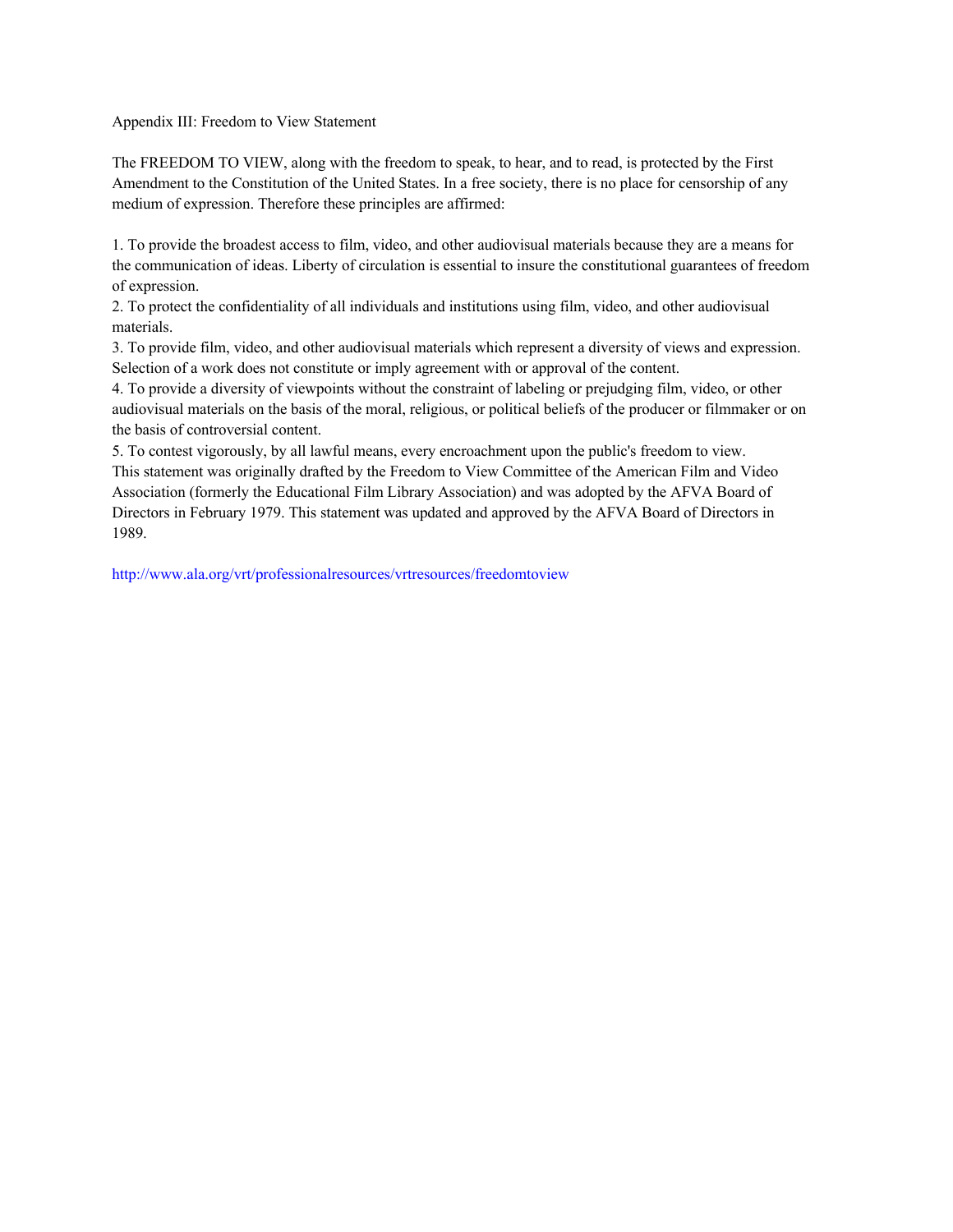# Appendix III: Freedom to View Statement

The FREEDOM TO VIEW, along with the freedom to speak, to hear, and to read, is protected by the First Amendment to the Constitution of the United States. In a free society, there is no place for censorship of any medium of expression. Therefore these principles are affirmed:

1. To provide the broadest access to film, video, and other audiovisual materials because they are a means for the communication of ideas. Liberty of circulation is essential to insure the constitutional guarantees of freedom of expression.
2. To protect the confidentiality of all individuals and institutions using film, video, and other audiovisual materials.
3. To provide film, video, and other audiovisual materials which represent a diversity of views and expression. Selection of a work does not constitute or imply agreement with or approval of the content.
4. To provide a diversity of viewpoints without the constraint of labeling or prejudging film, video, or other audiovisual materials on the basis of the moral, religious, or political beliefs of the producer or filmmaker or on the basis of controversial content.
5. To contest vigorously, by all lawful means, every encroachment upon the public's freedom to view.

This statement was originally drafted by the Freedom to View Committee of the American Film and Video Association (formerly the Educational Film Library Association) and was adopted by the AFVA Board of Directors in February 1979. This statement was updated and approved by the AFVA Board of Directors in 1989.

http://www.ala.org/vrt/professionalresources/vrtresources/freedomtoview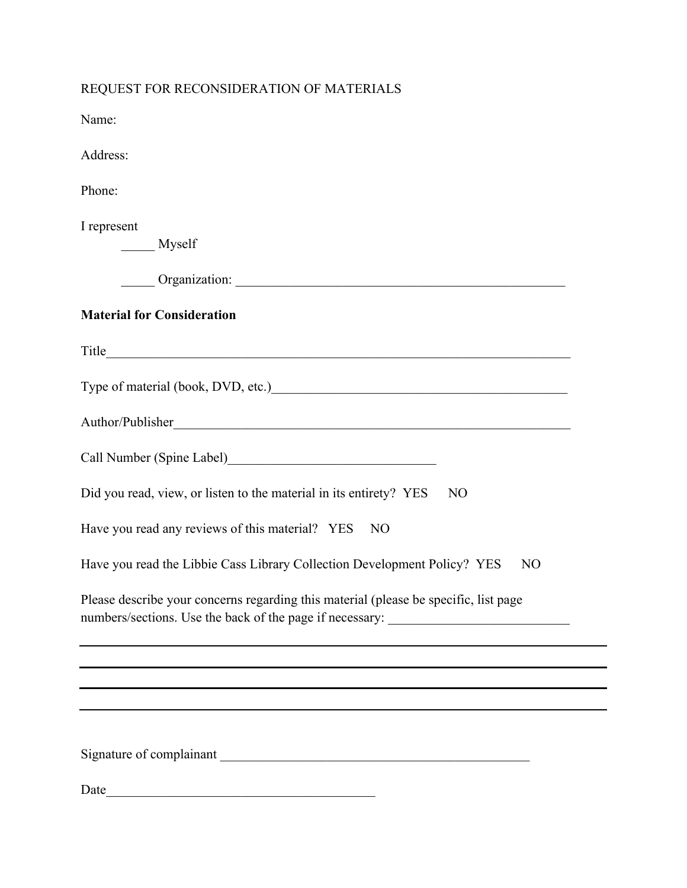REQUEST FOR RECONSIDERATION OF MATERIALS

Name:

Address:

Phone:

I represent

_____ Myself

_____ Organization: ____________________________________________________

**Material for Consideration**

Title_________________________________________________________________________

Type of material (book, DVD, etc.)_____________________________________________

Author/Publisher_______________________________________________________________

Call Number (Spine Label)________________________________

Did you read, view, or listen to the material in its entirety? YES NO

Have you read any reviews of this material? YES NO

Have you read the Libbie Cass Library Collection Development Policy? YES NO

Please describe your concerns regarding this material (please be specific, list page numbers/sections. Use the back of the page if necessary: ___________________________

_______________________________________________________________________________

_______________________________________________________________________________

_______________________________________________________________________________

_______________________________________________________________________________

Signature of complainant ________________________________________________

Date__________________________________________